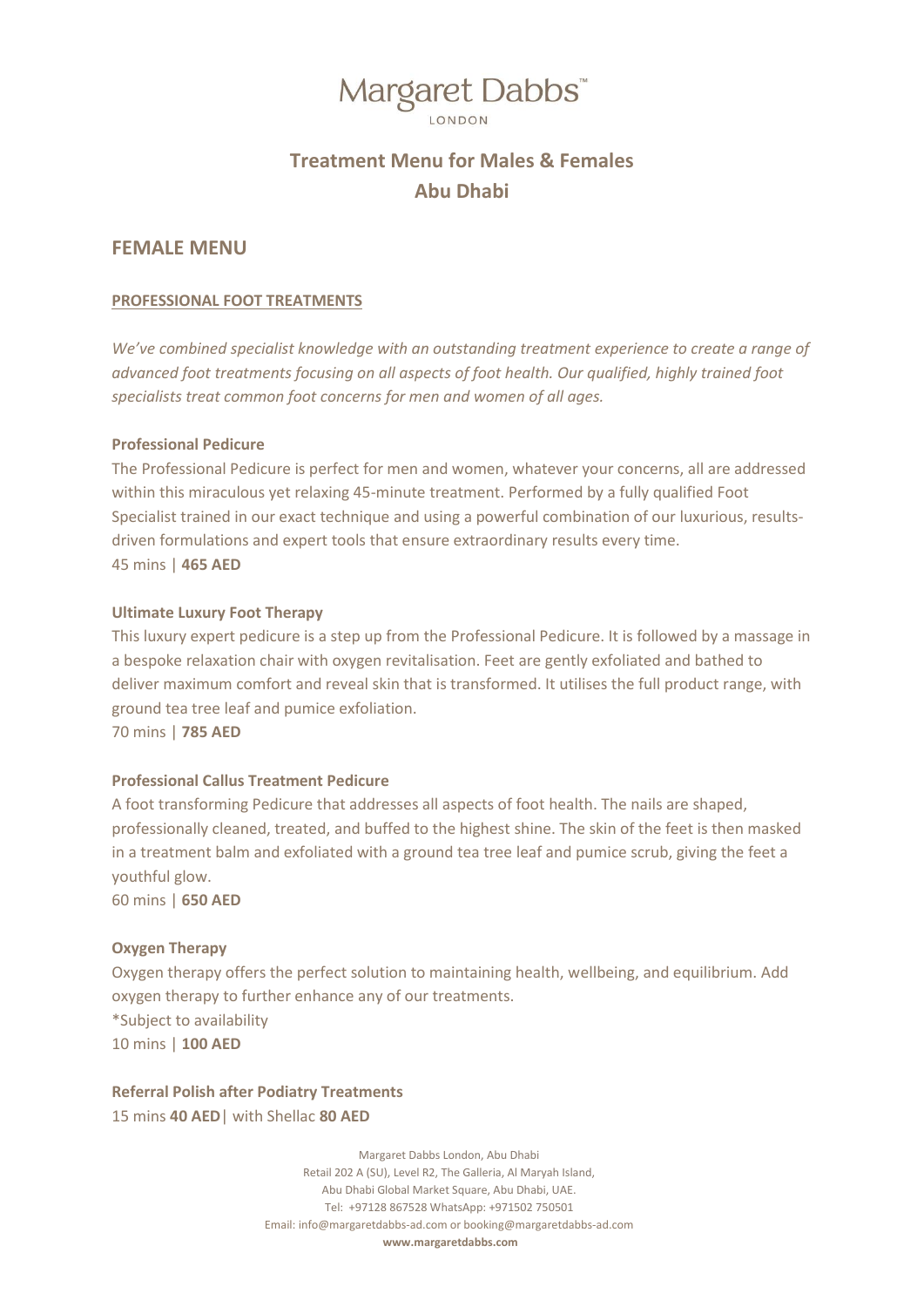# Margaret Dabbs™

LONDON

## Treatment Menu for Males & Females
## Abu Dhabi

## FEMALE MENU

### PROFESSIONAL FOOT TREATMENTS

*We've combined specialist knowledge with an outstanding treatment experience to create a range of advanced foot treatments focusing on all aspects of foot health. Our qualified, highly trained foot specialists treat common foot concerns for men and women of all ages.*

**Professional Pedicure**

The Professional Pedicure is perfect for men and women, whatever your concerns, all are addressed within this miraculous yet relaxing 45-minute treatment. Performed by a fully qualified Foot Specialist trained in our exact technique and using a powerful combination of our luxurious, results-driven formulations and expert tools that ensure extraordinary results every time.

45 mins | **465 AED**

**Ultimate Luxury Foot Therapy**

This luxury expert pedicure is a step up from the Professional Pedicure. It is followed by a massage in a bespoke relaxation chair with oxygen revitalisation. Feet are gently exfoliated and bathed to deliver maximum comfort and reveal skin that is transformed. It utilises the full product range, with ground tea tree leaf and pumice exfoliation.

70 mins | **785 AED**

**Professional Callus Treatment Pedicure**

A foot transforming Pedicure that addresses all aspects of foot health. The nails are shaped, professionally cleaned, treated, and buffed to the highest shine. The skin of the feet is then masked in a treatment balm and exfoliated with a ground tea tree leaf and pumice scrub, giving the feet a youthful glow.

60 mins | **650 AED**

**Oxygen Therapy**

Oxygen therapy offers the perfect solution to maintaining health, wellbeing, and equilibrium. Add oxygen therapy to further enhance any of our treatments.

*Subject to availability

10 mins | **100 AED**

**Referral Polish after Podiatry Treatments**

15 mins **40 AED**| with Shellac **80 AED**

Margaret Dabbs London, Abu Dhabi
Retail 202 A (SU), Level R2, The Galleria, Al Maryah Island,
Abu Dhabi Global Market Square, Abu Dhabi, UAE.
Tel: +97128 867528 WhatsApp: +971502 750501
Email: info@margaretdabbs-ad.com or booking@margaretdabbs-ad.com
**www.margaretdabbs.com**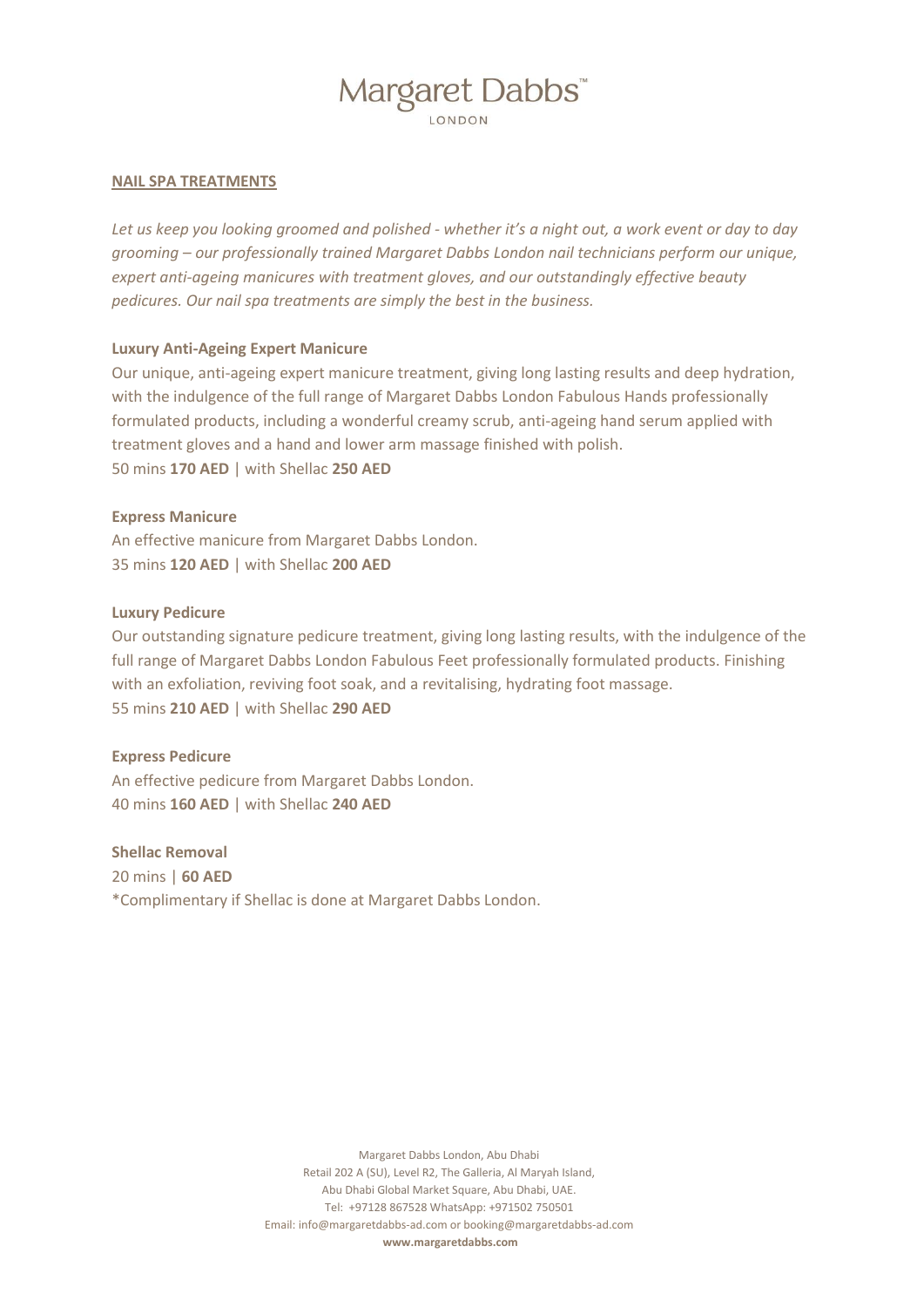## NAIL SPA TREATMENTS

*Let us keep you looking groomed and polished - whether it's a night out, a work event or day to day grooming – our professionally trained Margaret Dabbs London nail technicians perform our unique, expert anti-ageing manicures with treatment gloves, and our outstandingly effective beauty pedicures. Our nail spa treatments are simply the best in the business.*

### Luxury Anti-Ageing Expert Manicure

Our unique, anti-ageing expert manicure treatment, giving long lasting results and deep hydration, with the indulgence of the full range of Margaret Dabbs London Fabulous Hands professionally formulated products, including a wonderful creamy scrub, anti-ageing hand serum applied with treatment gloves and a hand and lower arm massage finished with polish.

50 mins **170 AED** | with Shellac **250 AED**

### Express Manicure

An effective manicure from Margaret Dabbs London.

35 mins **120 AED** | with Shellac **200 AED**

### Luxury Pedicure

Our outstanding signature pedicure treatment, giving long lasting results, with the indulgence of the full range of Margaret Dabbs London Fabulous Feet professionally formulated products. Finishing with an exfoliation, reviving foot soak, and a revitalising, hydrating foot massage.

55 mins **210 AED** | with Shellac **290 AED**

### Express Pedicure

An effective pedicure from Margaret Dabbs London.

40 mins **160 AED** | with Shellac **240 AED**

### Shellac Removal

20 mins | **60 AED**

*Complimentary if Shellac is done at Margaret Dabbs London.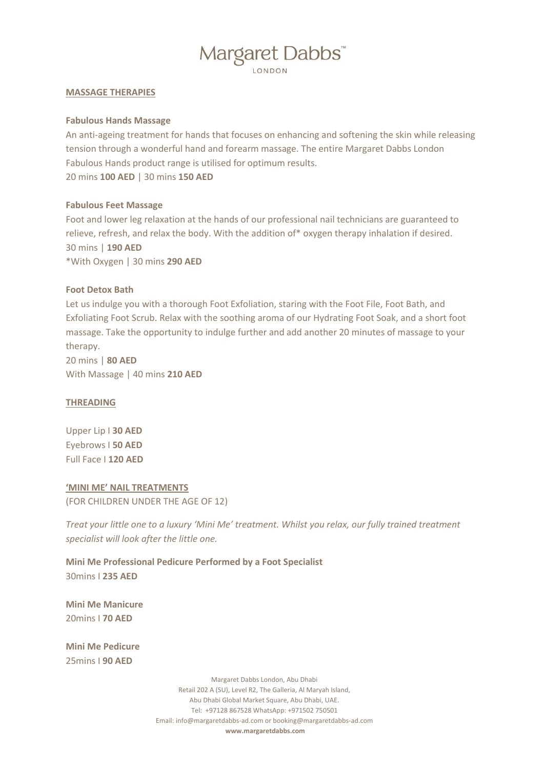# Margaret Dabbs™ LONDON

## MASSAGE THERAPIES

### Fabulous Hands Massage

An anti-ageing treatment for hands that focuses on enhancing and softening the skin while releasing tension through a wonderful hand and forearm massage. The entire Margaret Dabbs London Fabulous Hands product range is utilised for optimum results.
20 mins **100 AED** | 30 mins **150 AED**

### Fabulous Feet Massage

Foot and lower leg relaxation at the hands of our professional nail technicians are guaranteed to relieve, refresh, and relax the body. With the addition of* oxygen therapy inhalation if desired.
30 mins | **190 AED**
*With Oxygen | 30 mins **290 AED**

### Foot Detox Bath

Let us indulge you with a thorough Foot Exfoliation, staring with the Foot File, Foot Bath, and Exfoliating Foot Scrub. Relax with the soothing aroma of our Hydrating Foot Soak, and a short foot massage. Take the opportunity to indulge further and add another 20 minutes of massage to your therapy.
20 mins | **80 AED**
With Massage | 40 mins **210 AED**

## THREADING

Upper Lip I **30 AED**
Eyebrows I **50 AED**
Full Face I **120 AED**

## 'MINI ME' NAIL TREATMENTS

(FOR CHILDREN UNDER THE AGE OF 12)

*Treat your little one to a luxury 'Mini Me' treatment. Whilst you relax, our fully trained treatment specialist will look after the little one.*

**Mini Me Professional Pedicure Performed by a Foot Specialist**
30mins I **235 AED**

**Mini Me Manicure**
20mins I **70 AED**

**Mini Me Pedicure**
25mins I **90 AED**

Margaret Dabbs London, Abu Dhabi
Retail 202 A (SU), Level R2, The Galleria, Al Maryah Island,
Abu Dhabi Global Market Square, Abu Dhabi, UAE.
Tel: +97128 867528 WhatsApp: +971502 750501
Email: info@margaretdabbs-ad.com or booking@margaretdabbs-ad.com
**www.margaretdabbs.com**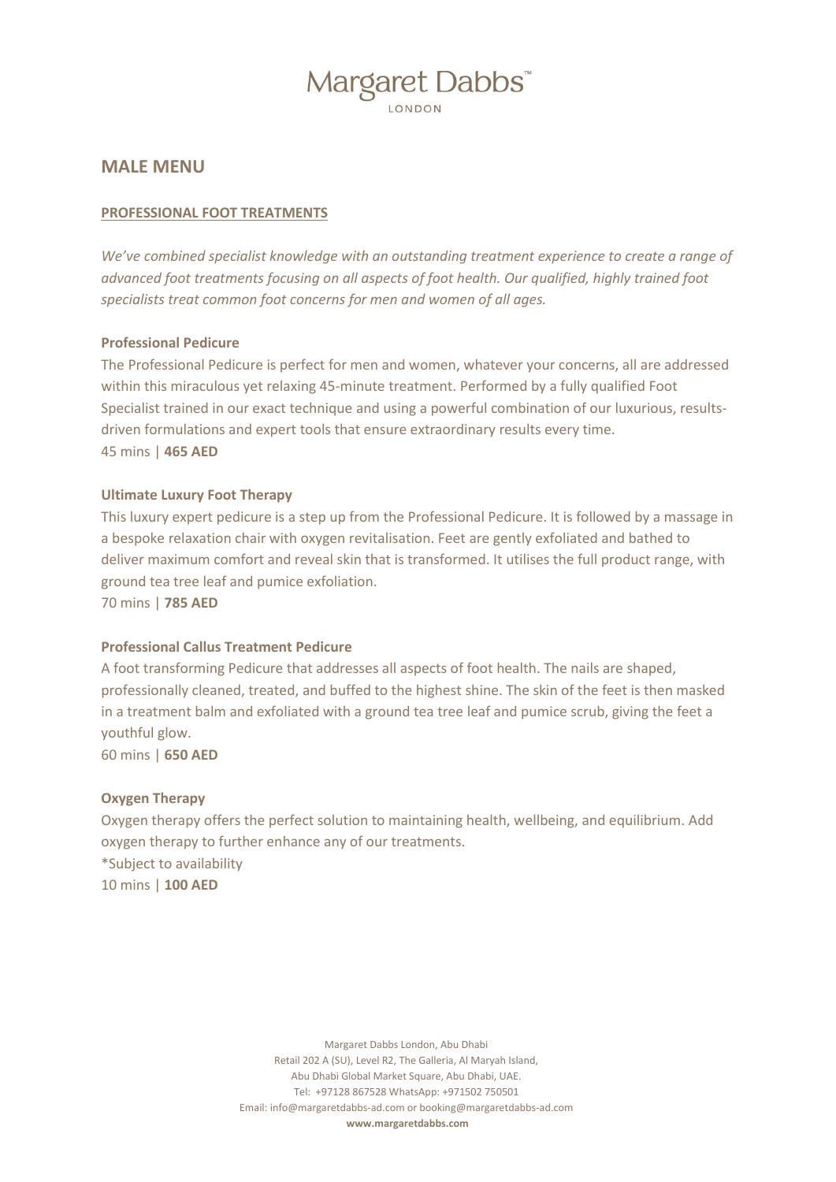# Margaret Dabbs™
LONDON

## MALE MENU

### PROFESSIONAL FOOT TREATMENTS

*We've combined specialist knowledge with an outstanding treatment experience to create a range of advanced foot treatments focusing on all aspects of foot health. Our qualified, highly trained foot specialists treat common foot concerns for men and women of all ages.*

**Professional Pedicure**

The Professional Pedicure is perfect for men and women, whatever your concerns, all are addressed within this miraculous yet relaxing 45-minute treatment. Performed by a fully qualified Foot Specialist trained in our exact technique and using a powerful combination of our luxurious, results-driven formulations and expert tools that ensure extraordinary results every time.
45 mins | **465 AED**

**Ultimate Luxury Foot Therapy**

This luxury expert pedicure is a step up from the Professional Pedicure. It is followed by a massage in a bespoke relaxation chair with oxygen revitalisation. Feet are gently exfoliated and bathed to deliver maximum comfort and reveal skin that is transformed. It utilises the full product range, with ground tea tree leaf and pumice exfoliation.
70 mins | **785 AED**

**Professional Callus Treatment Pedicure**

A foot transforming Pedicure that addresses all aspects of foot health. The nails are shaped, professionally cleaned, treated, and buffed to the highest shine. The skin of the feet is then masked in a treatment balm and exfoliated with a ground tea tree leaf and pumice scrub, giving the feet a youthful glow.
60 mins | **650 AED**

**Oxygen Therapy**

Oxygen therapy offers the perfect solution to maintaining health, wellbeing, and equilibrium. Add oxygen therapy to further enhance any of our treatments.
*Subject to availability
10 mins | **100 AED**

Margaret Dabbs London, Abu Dhabi
Retail 202 A (SU), Level R2, The Galleria, Al Maryah Island,
Abu Dhabi Global Market Square, Abu Dhabi, UAE.
Tel: +97128 867528 WhatsApp: +971502 750501
Email: info@margaretdabbs-ad.com or booking@margaretdabbs-ad.com
**www.margaretdabbs.com**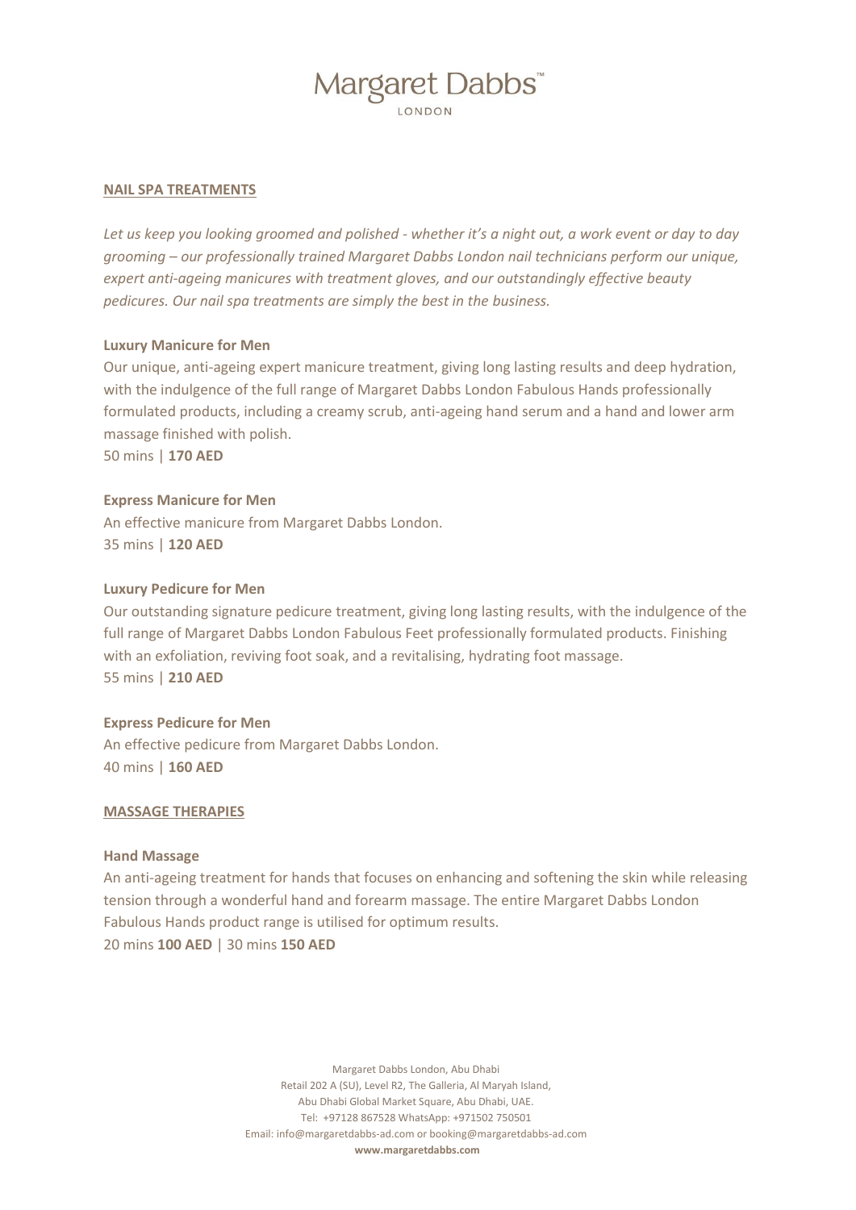# Margaret Dabbs™
LONDON

## NAIL SPA TREATMENTS

*Let us keep you looking groomed and polished - whether it's a night out, a work event or day to day grooming – our professionally trained Margaret Dabbs London nail technicians perform our unique, expert anti-ageing manicures with treatment gloves, and our outstandingly effective beauty pedicures. Our nail spa treatments are simply the best in the business.*

### Luxury Manicure for Men

Our unique, anti-ageing expert manicure treatment, giving long lasting results and deep hydration, with the indulgence of the full range of Margaret Dabbs London Fabulous Hands professionally formulated products, including a creamy scrub, anti-ageing hand serum and a hand and lower arm massage finished with polish.
50 mins | **170 AED**

### Express Manicure for Men

An effective manicure from Margaret Dabbs London.
35 mins | **120 AED**

### Luxury Pedicure for Men

Our outstanding signature pedicure treatment, giving long lasting results, with the indulgence of the full range of Margaret Dabbs London Fabulous Feet professionally formulated products. Finishing with an exfoliation, reviving foot soak, and a revitalising, hydrating foot massage.
55 mins | **210 AED**

### Express Pedicure for Men

An effective pedicure from Margaret Dabbs London.
40 mins | **160 AED**

## MASSAGE THERAPIES

### Hand Massage

An anti-ageing treatment for hands that focuses on enhancing and softening the skin while releasing tension through a wonderful hand and forearm massage. The entire Margaret Dabbs London Fabulous Hands product range is utilised for optimum results.
20 mins **100 AED** | 30 mins **150 AED**

Margaret Dabbs London, Abu Dhabi
Retail 202 A (SU), Level R2, The Galleria, Al Maryah Island,
Abu Dhabi Global Market Square, Abu Dhabi, UAE.
Tel: +97128 867528 WhatsApp: +971502 750501
Email: info@margaretdabbs-ad.com or booking@margaretdabbs-ad.com
**www.margaretdabbs.com**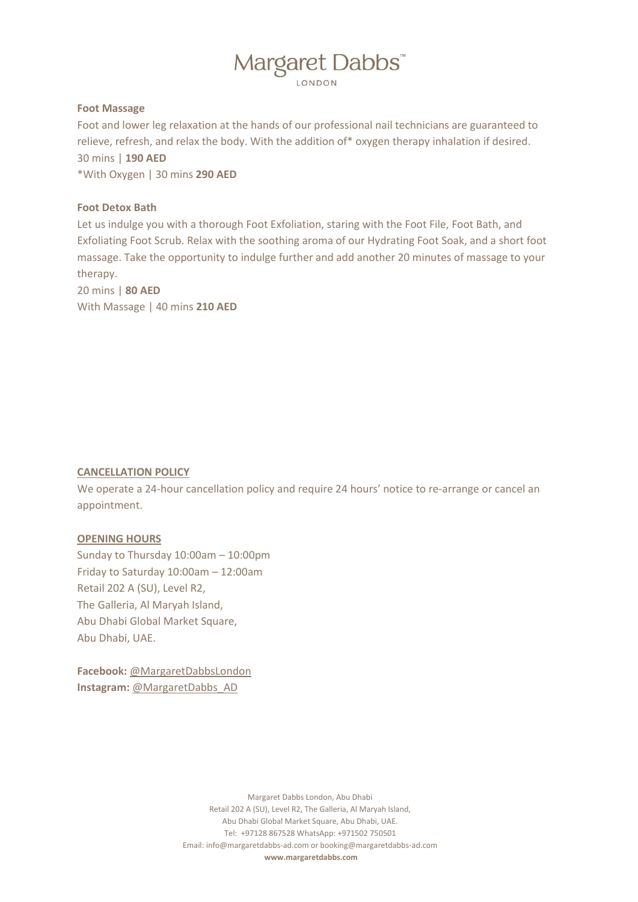**Foot Massage**

Foot and lower leg relaxation at the hands of our professional nail technicians are guaranteed to relieve, refresh, and relax the body. With the addition of* oxygen therapy inhalation if desired.

30 mins | **190 AED**

*With Oxygen | 30 mins **290 AED**

**Foot Detox Bath**

Let us indulge you with a thorough Foot Exfoliation, staring with the Foot File, Foot Bath, and Exfoliating Foot Scrub. Relax with the soothing aroma of our Hydrating Foot Soak, and a short foot massage. Take the opportunity to indulge further and add another 20 minutes of massage to your therapy.

20 mins | **80 AED**

With Massage | 40 mins **210 AED**

**CANCELLATION POLICY**

We operate a 24-hour cancellation policy and require 24 hours' notice to re-arrange or cancel an appointment.

**OPENING HOURS**

Sunday to Thursday 10:00am – 10:00pm
Friday to Saturday 10:00am – 12:00am
Retail 202 A (SU), Level R2,
The Galleria, Al Maryah Island,
Abu Dhabi Global Market Square,
Abu Dhabi, UAE.

**Facebook:** @MargaretDabbsLondon
**Instagram:** @MargaretDabbs_AD

Margaret Dabbs London, Abu Dhabi
Retail 202 A (SU), Level R2, The Galleria, Al Maryah Island,
Abu Dhabi Global Market Square, Abu Dhabi, UAE.
Tel: +97128 867528 WhatsApp: +971502 750501
Email: info@margaretdabbs-ad.com or booking@margaretdabbs-ad.com
**www.margaretdabbs.com**